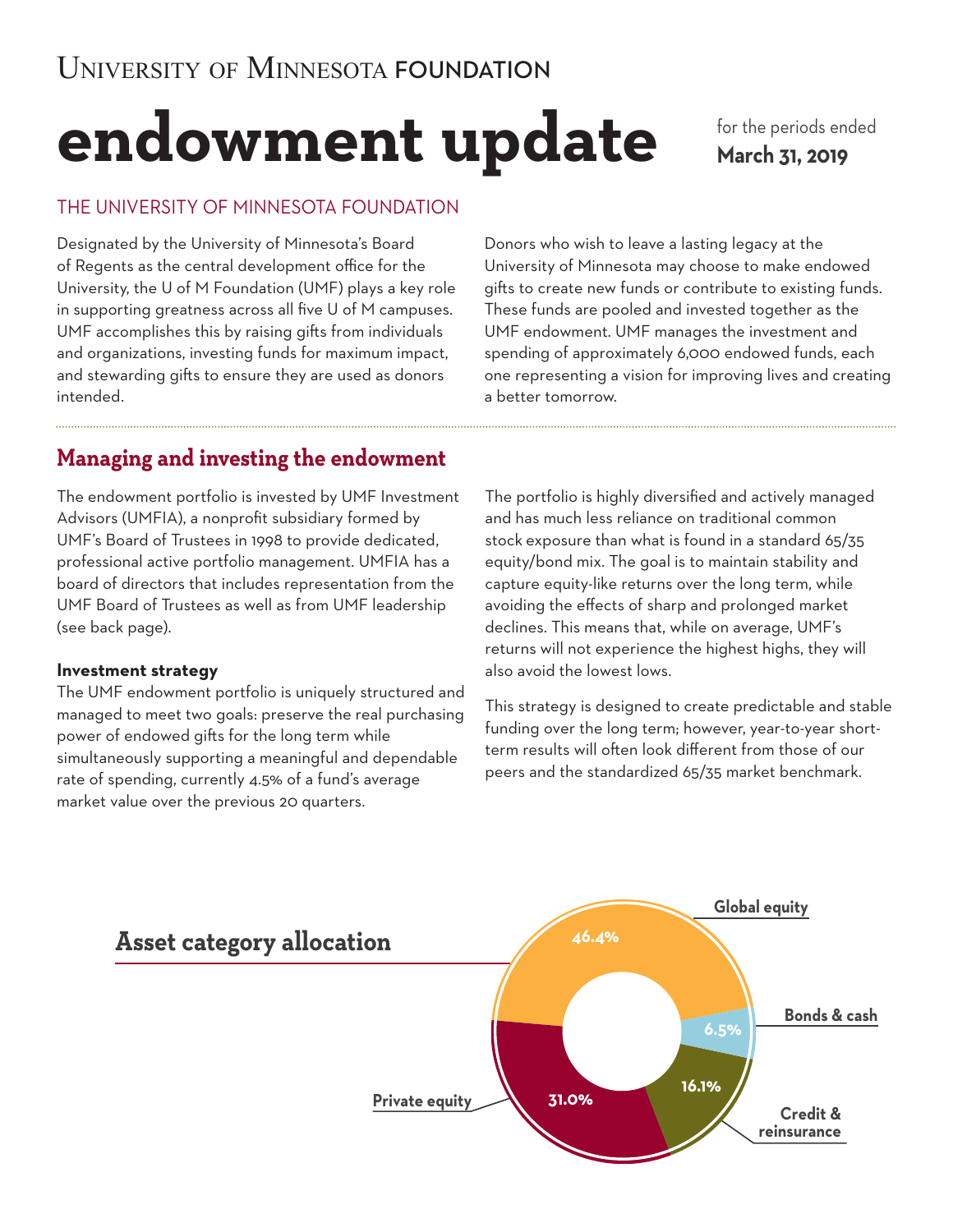UNIVERSITY OF MINNESOTA FOUNDATION

# endowment update

for the periods ended **March 31, 2019**

## THE UNIVERSITY OF MINNESOTA FOUNDATION

Designated by the University of Minnesota's Board of Regents as the central development office for the University, the U of M Foundation (UMF) plays a key role in supporting greatness across all five U of M campuses. UMF accomplishes this by raising gifts from individuals and organizations, investing funds for maximum impact, and stewarding gifts to ensure they are used as donors intended.

Donors who wish to leave a lasting legacy at the University of Minnesota may choose to make endowed gifts to create new funds or contribute to existing funds. These funds are pooled and invested together as the UMF endowment. UMF manages the investment and spending of approximately 6,000 endowed funds, each one representing a vision for improving lives and creating a better tomorrow.

## Managing and investing the endowment

The endowment portfolio is invested by UMF Investment Advisors (UMFIA), a nonprofit subsidiary formed by UMF's Board of Trustees in 1998 to provide dedicated, professional active portfolio management. UMFIA has a board of directors that includes representation from the UMF Board of Trustees as well as from UMF leadership (see back page).

### Investment strategy

The UMF endowment portfolio is uniquely structured and managed to meet two goals: preserve the real purchasing power of endowed gifts for the long term while simultaneously supporting a meaningful and dependable rate of spending, currently 4.5% of a fund's average market value over the previous 20 quarters.

The portfolio is highly diversified and actively managed and has much less reliance on traditional common stock exposure than what is found in a standard 65/35 equity/bond mix. The goal is to maintain stability and capture equity-like returns over the long term, while avoiding the effects of sharp and prolonged market declines. This means that, while on average, UMF's returns will not experience the highest highs, they will also avoid the lowest lows.

This strategy is designed to create predictable and stable funding over the long term; however, year-to-year short-term results will often look different from those of our peers and the standardized 65/35 market benchmark.

## Asset category allocation

| Category | Allocation |
|---|---|
| Global equity | 46.4% |
| Bonds & cash | 6.5% |
| Credit & reinsurance | 16.1% |
| Private equity | 31.0% |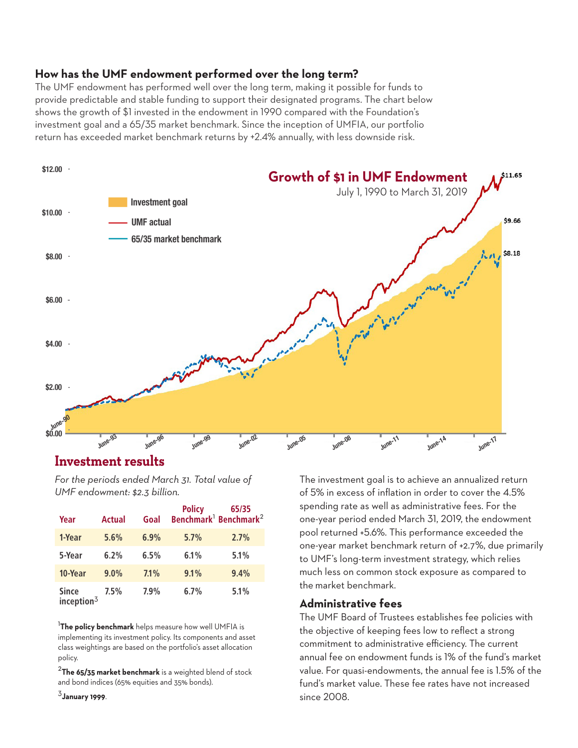### How has the UMF endowment performed over the long term?

The UMF endowment has performed well over the long term, making it possible for funds to provide predictable and stable funding to support their designated programs. The chart below shows the growth of $1 invested in the endowment in 1990 compared with the Foundation's investment goal and a 65/35 market benchmark. Since the inception of UMFIA, our portfolio return has exceeded market benchmark returns by +2.4% annually, with less downside risk.

**Growth of $1 in UMF Endowment**

July 1, 1990 to March 31, 2019

- Investment goal: $9.66
- UMF actual: $11.65
- 65/35 market benchmark: $8.18

## Investment results

*For the periods ended March 31. Total value of UMF endowment: $2.3 billion.*

| Year | Actual | Goal | Policy Benchmark[1] | 65/35 Benchmark[2] |
|---|---|---|---|---|
| 1-Year | 5.6% | 6.9% | 5.7% | 2.7% |
| 5-Year | 6.2% | 6.5% | 6.1% | 5.1% |
| 10-Year | 9.0% | 7.1% | 9.1% | 9.4% |
| Since inception[3] | 7.5% | 7.9% | 6.7% | 5.1% |

[1]**The policy benchmark** helps measure how well UMFIA is implementing its investment policy. Its components and asset class weightings are based on the portfolio's asset allocation policy.

[2]**The 65/35 market benchmark** is a weighted blend of stock and bond indices (65% equities and 35% bonds).

[3]**January 1999**.

The investment goal is to achieve an annualized return of 5% in excess of inflation in order to cover the 4.5% spending rate as well as administrative fees. For the one-year period ended March 31, 2019, the endowment pool returned +5.6%. This performance exceeded the one-year market benchmark return of +2.7%, due primarily to UMF's long-term investment strategy, which relies much less on common stock exposure as compared to the market benchmark.

### Administrative fees

The UMF Board of Trustees establishes fee policies with the objective of keeping fees low to reflect a strong commitment to administrative efficiency. The current annual fee on endowment funds is 1% of the fund's market value. For quasi-endowments, the annual fee is 1.5% of the fund's market value. These fee rates have not increased since 2008.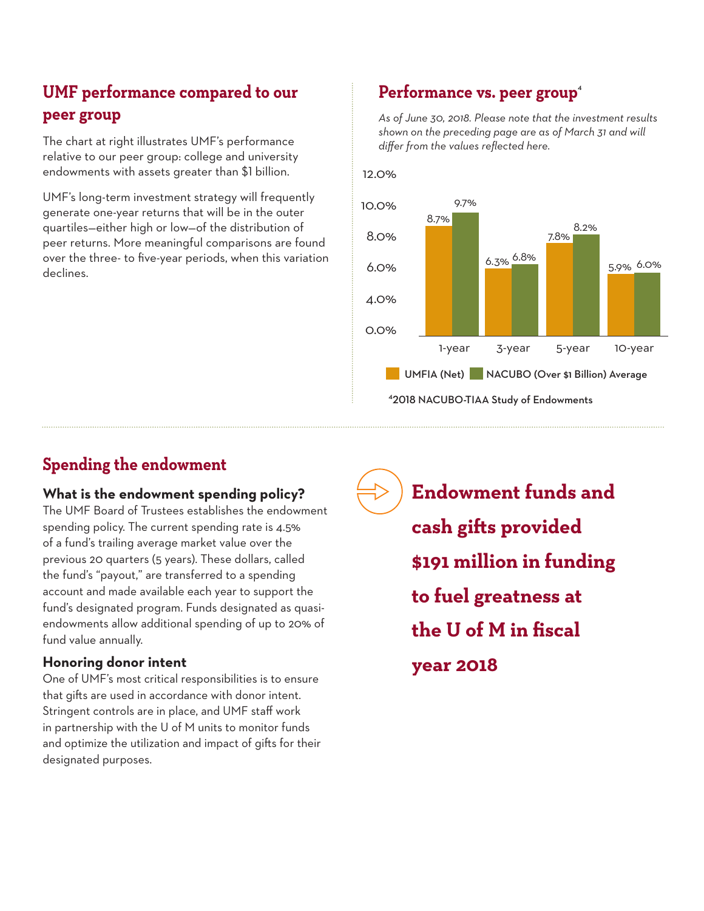## UMF performance compared to our peer group

The chart at right illustrates UMF's performance relative to our peer group: college and university endowments with assets greater than $1 billion.

UMF's long-term investment strategy will frequently generate one-year returns that will be in the outer quartiles—either high or low—of the distribution of peer returns. More meaningful comparisons are found over the three- to five-year periods, when this variation declines.

## Performance vs. peer group[4]

*As of June 30, 2018. Please note that the investment results shown on the preceding page are as of March 31 and will differ from the values reflected here.*

| | 1-year | 3-year | 5-year | 10-year |
|---|---|---|---|---|
| UMFIA (Net) | 8.7% | 6.3% | 7.8% | 5.9% |
| NACUBO (Over $1 Billion) Average | 9.7% | 6.8% | 8.2% | 6.0% |

[4]2018 NACUBO-TIAA Study of Endowments

## Spending the endowment

### What is the endowment spending policy?

The UMF Board of Trustees establishes the endowment spending policy. The current spending rate is 4.5% of a fund's trailing average market value over the previous 20 quarters (5 years). These dollars, called the fund's "payout," are transferred to a spending account and made available each year to support the fund's designated program. Funds designated as quasi-endowments allow additional spending of up to 20% of fund value annually.

### Honoring donor intent

One of UMF's most critical responsibilities is to ensure that gifts are used in accordance with donor intent. Stringent controls are in place, and UMF staff work in partnership with the U of M units to monitor funds and optimize the utilization and impact of gifts for their designated purposes.

**Endowment funds and cash gifts provided $191 million in funding to fuel greatness at the U of M in fiscal year 2018**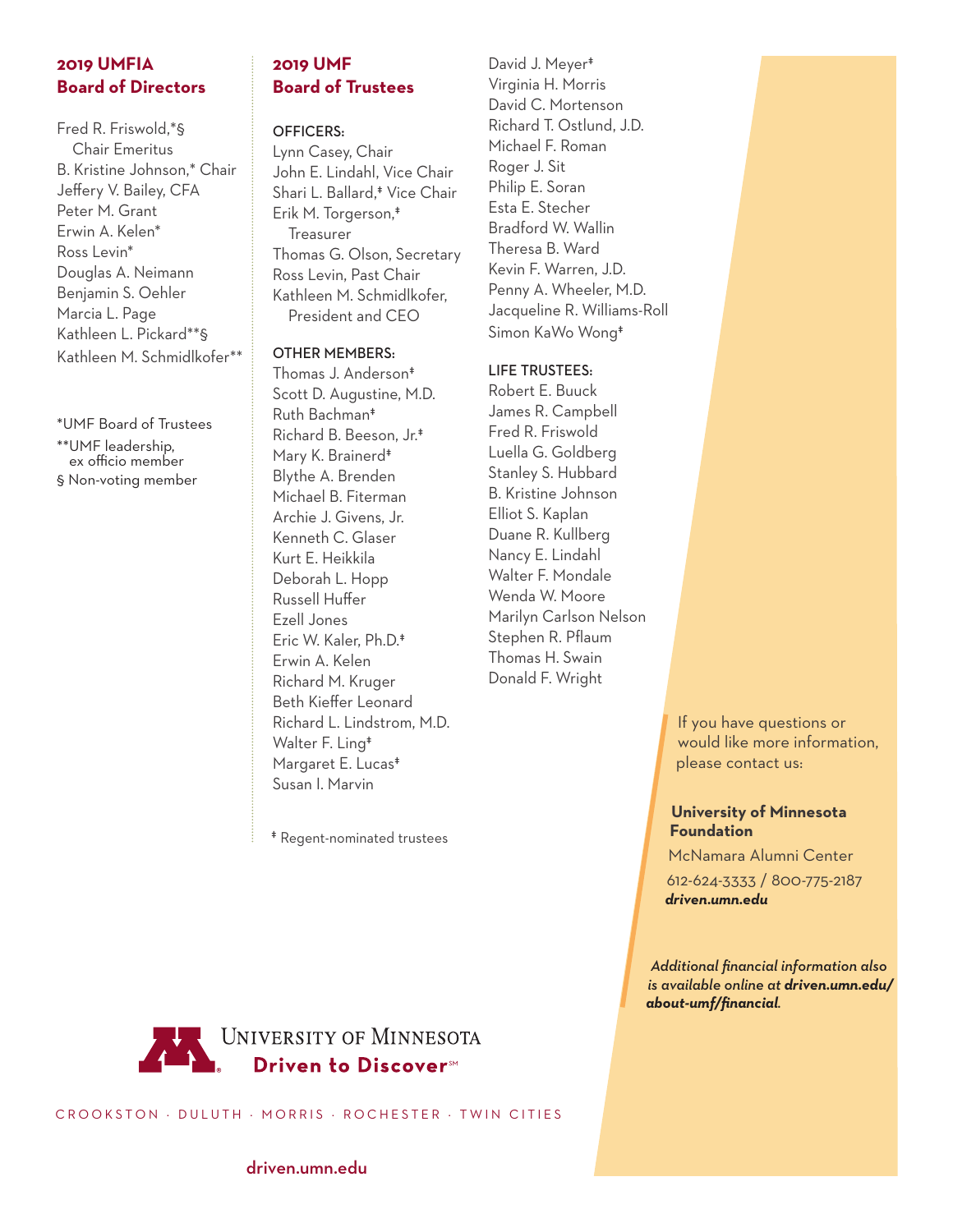## 2019 UMFIA Board of Directors

Fred R. Friswold,*§
Chair Emeritus
B. Kristine Johnson,* Chair
Jeffery V. Bailey, CFA
Peter M. Grant
Erwin A. Kelen*
Ross Levin*
Douglas A. Neimann
Benjamin S. Oehler
Marcia L. Page
Kathleen L. Pickard**§
Kathleen M. Schmidlkofer**

*UMF Board of Trustees
**UMF leadership, ex officio member
§ Non-voting member

## 2019 UMF Board of Trustees

OFFICERS:

Lynn Casey, Chair
John E. Lindahl, Vice Chair
Shari L. Ballard,‡ Vice Chair
Erik M. Torgerson,‡
Treasurer
Thomas G. Olson, Secretary
Ross Levin, Past Chair
Kathleen M. Schmidlkofer,
President and CEO

OTHER MEMBERS:

Thomas J. Anderson‡
Scott D. Augustine, M.D.
Ruth Bachman‡
Richard B. Beeson, Jr.‡
Mary K. Brainerd‡
Blythe A. Brenden
Michael B. Fiterman
Archie J. Givens, Jr.
Kenneth C. Glaser
Kurt E. Heikkila
Deborah L. Hopp
Russell Huffer
Ezell Jones
Eric W. Kaler, Ph.D.‡
Erwin A. Kelen
Richard M. Kruger
Beth Kieffer Leonard
Richard L. Lindstrom, M.D.
Walter F. Ling‡
Margaret E. Lucas‡
Susan I. Marvin
David J. Meyer‡
Virginia H. Morris
David C. Mortenson
Richard T. Ostlund, J.D.
Michael F. Roman
Roger J. Sit
Philip E. Soran
Esta E. Stecher
Bradford W. Wallin
Theresa B. Ward
Kevin F. Warren, J.D.
Penny A. Wheeler, M.D.
Jacqueline R. Williams-Roll
Simon KaWo Wong‡

‡ Regent-nominated trustees

LIFE TRUSTEES:

Robert E. Buuck
James R. Campbell
Fred R. Friswold
Luella G. Goldberg
Stanley S. Hubbard
B. Kristine Johnson
Elliot S. Kaplan
Duane R. Kullberg
Nancy E. Lindahl
Walter F. Mondale
Wenda W. Moore
Marilyn Carlson Nelson
Stephen R. Pflaum
Thomas H. Swain
Donald F. Wright

If you have questions or would like more information, please contact us:

**University of Minnesota Foundation**
McNamara Alumni Center
612-624-3333 / 800-775-2187
***driven.umn.edu***

*Additional financial information also is available online at **driven.umn.edu/about-umf/financial**.*

University of Minnesota
**Driven to Discover**℠

CROOKSTON · DULUTH · MORRIS · ROCHESTER · TWIN CITIES

**driven.umn.edu**